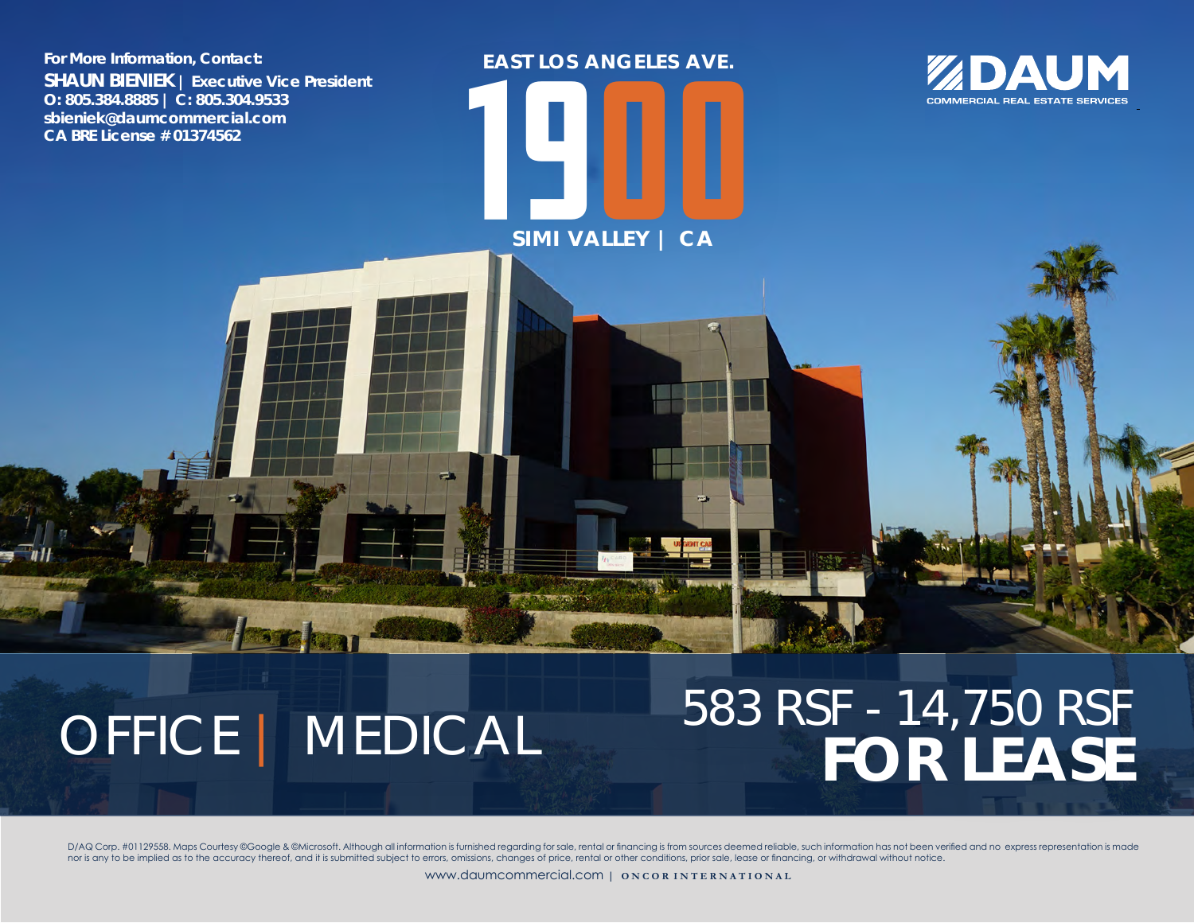For More Information, Contact:

**SHAUN BIENIEK** | Executive Vice President
O: 805.384.8885 | C: 805.304.9533
sbieniek@daumcommercial.com
CA BRE License #01374562

EAST LOS ANGELES AVE.

# 1900

SIMI VALLEY | CA

DAUM
COMMERCIAL REAL ESTATE SERVICES

## OFFICE | MEDICAL

## 583 RSF - 14,750 RSF **FOR LEASE**

D/AQ Corp. #01129558. Maps Courtesy ©Google & ©Microsoft. Although all information is furnished regarding for sale, rental or financing is from sources deemed reliable, such information has not been verified and no express representation is made nor is any to be implied as to the accuracy thereof, and it is submitted subject to errors, omissions, changes of price, rental or other conditions, prior sale, lease or financing, or withdrawal without notice.

www.daumcommercial.com | ONCOR INTERNATIONAL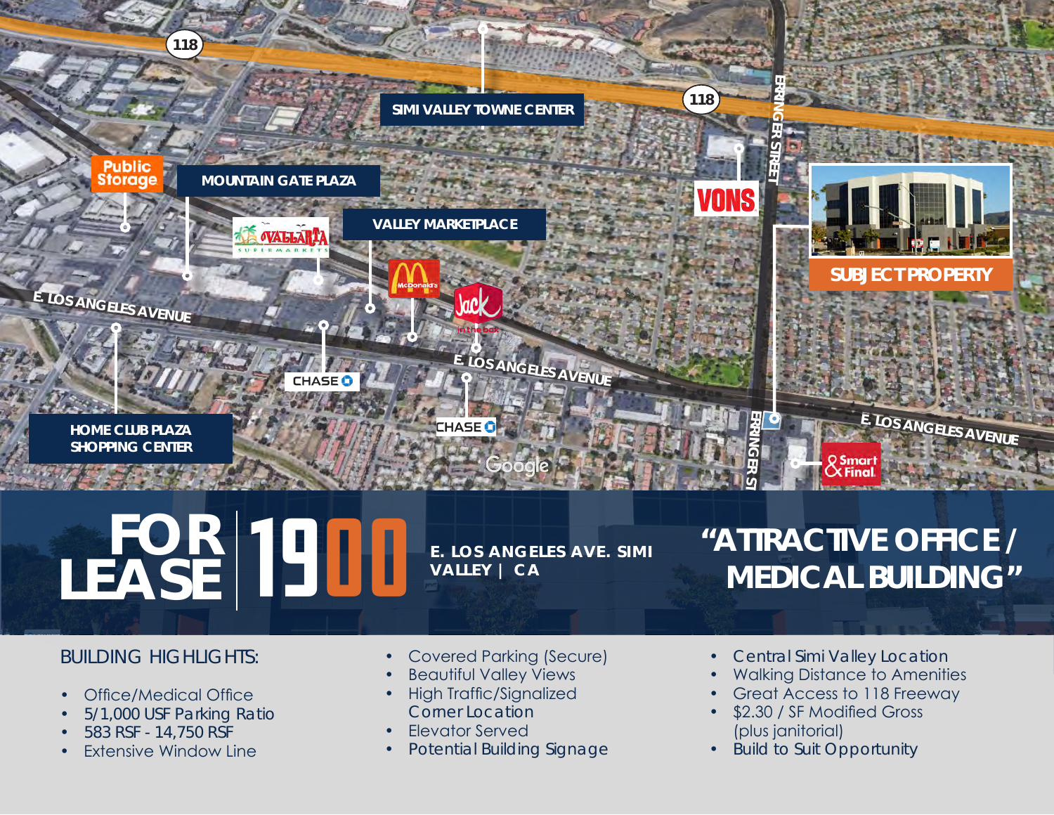SIMI VALLEY TOWNE CENTER

MOUNTAIN GATE PLAZA

VALLEY MARKETPLACE

HOME CLUB PLAZA SHOPPING CENTER

SUBJECT PROPERTY

E. LOS ANGELES AVENUE

ERRINGER STREET

# FOR LEASE 1900

E. LOS ANGELES AVE. SIMI VALLEY | CA

## "ATTRACTIVE OFFICE / MEDICAL BUILDING"

### BUILDING HIGHLIGHTS:

- Office/Medical Office
- 5/1,000 USF Parking Ratio
- 583 RSF - 14,750 RSF
- Extensive Window Line
- Covered Parking (Secure)
- Beautiful Valley Views
- High Traffic/Signalized Corner Location
- Elevator Served
- Potential Building Signage
- Central Simi Valley Location
- Walking Distance to Amenities
- Great Access to 118 Freeway
- $2.30 / SF Modified Gross (plus janitorial)
- Build to Suit Opportunity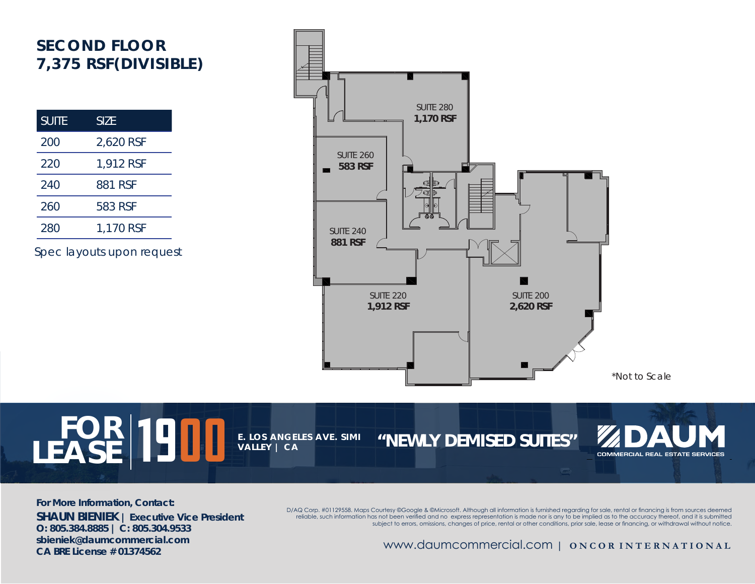# SECOND FLOOR
# 7,375 RSF(DIVISIBLE)

| SUITE | SIZE |
|---|---|
| 200 | 2,620 RSF |
| 220 | 1,912 RSF |
| 240 | 881 RSF |
| 260 | 583 RSF |
| 280 | 1,170 RSF |

Spec layouts upon request

SUITE 280
**1,170 RSF**

SUITE 260
**583 RSF**

SUITE 240
**881 RSF**

SUITE 220
**1,912 RSF**

SUITE 200
**2,620 RSF**

*Not to Scale

**FOR LEASE** **1900**

**E. LOS ANGELES AVE. SIMI VALLEY | CA**

**"NEWLY DEMISED SUITES"**

**DAUM**
COMMERCIAL REAL ESTATE SERVICES

**For More Information, Contact:**
**SHAUN BIENIEK | Executive Vice President**
**O: 805.384.8885 | C: 805.304.9533**
**sbieniek@daumcommercial.com**
**CA BRE License # 01374562**

D/AQ Corp. #01129558. Maps Courtesy ©Google & ©Microsoft. Although all information is furnished regarding for sale, rental or financing is from sources deemed reliable, such information has not been verified and no express representation is made nor is any to be implied as to the accuracy thereof, and it is submitted subject to errors, omissions, changes of price, rental or other conditions, prior sale, lease or financing, or withdrawal without notice.

www.daumcommercial.com | ONCOR INTERNATIONAL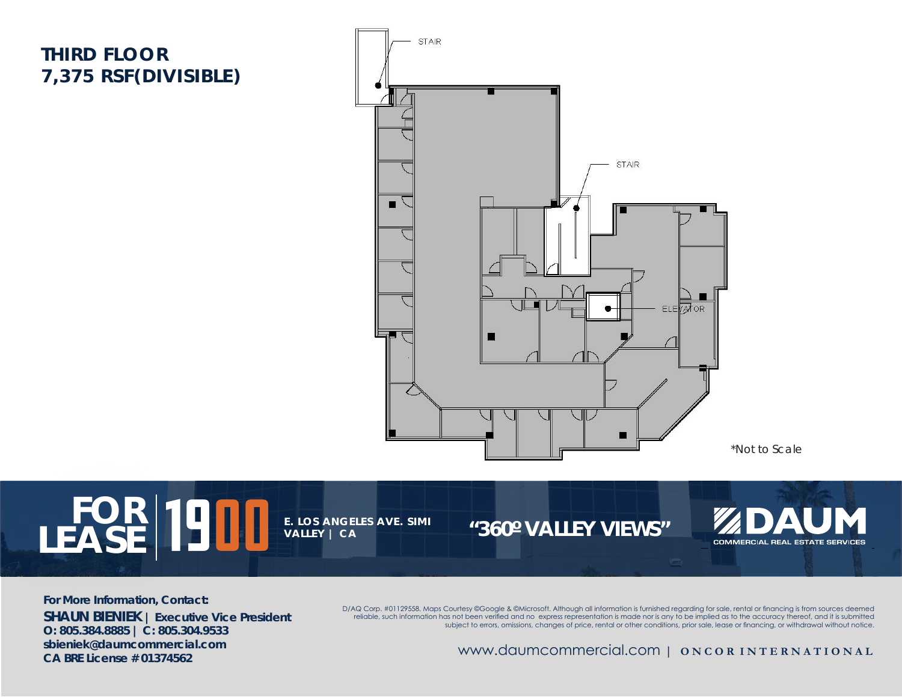# THIRD FLOOR
## 7,375 RSF(DIVISIBLE)

STAIR

STAIR

ELEVATOR

*Not to Scale

**FOR LEASE 1900** E. LOS ANGELES AVE. SIMI VALLEY | CA

**"360º VALLEY VIEWS"**

**DAUM** COMMERCIAL REAL ESTATE SERVICES

**For More Information, Contact:**

**SHAUN BIENIEK** | **Executive Vice President**
**O: 805.384.8885 | C: 805.304.9533**
**sbieniek@daumcommercial.com**
**CA BRE License # 01374562**

D/AQ Corp. #01129558. Maps Courtesy ©Google & ©Microsoft. Although all information is furnished regarding for sale, rental or financing is from sources deemed reliable, such information has not been verified and no express representation is made nor is any to be implied as to the accuracy thereof, and it is submitted subject to errors, omissions, changes of price, rental or other conditions, prior sale, lease or financing, or withdrawal without notice.

www.daumcommercial.com | ONCOR INTERNATIONAL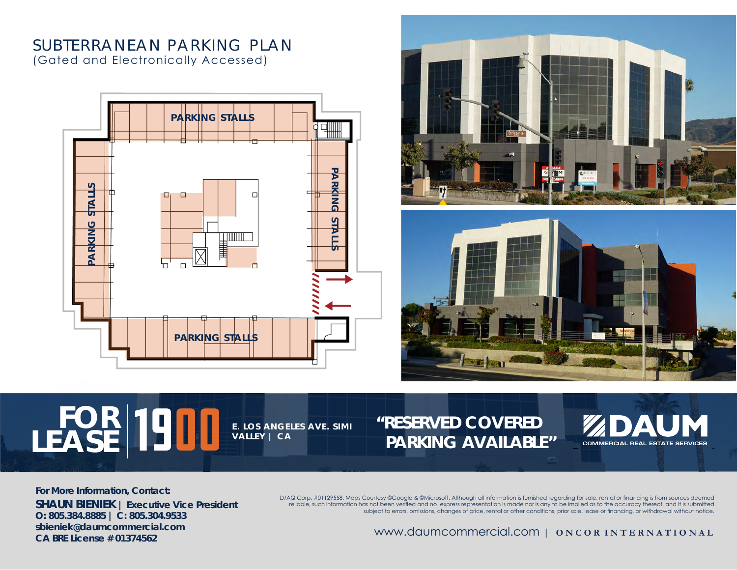# SUBTERRANEAN PARKING PLAN

(Gated and Electronically Accessed)

PARKING STALLS

PARKING STALLS

PARKING STALLS

PARKING STALLS

**FOR LEASE** **1900** E. LOS ANGELES AVE. SIMI VALLEY | CA

**"RESERVED COVERED PARKING AVAILABLE"**

**DAUM** COMMERCIAL REAL ESTATE SERVICES

**For More Information, Contact:**

**SHAUN BIENIEK | Executive Vice President**
**O: 805.384.8885 | C: 805.304.9533**
**sbieniek@daumcommercial.com**
**CA BRE License #01374562**

D/AQ Corp. #01129558. Maps Courtesy ©Google & ©Microsoft. Although all information is furnished regarding for sale, rental or financing is from sources deemed reliable, such information has not been verified and no express representation is made nor is any to be implied as to the accuracy thereof, and it is submitted subject to errors, omissions, changes of price, rental or other conditions, prior sale, lease or financing, or withdrawal without notice.

www.daumcommercial.com | ONCOR INTERNATIONAL